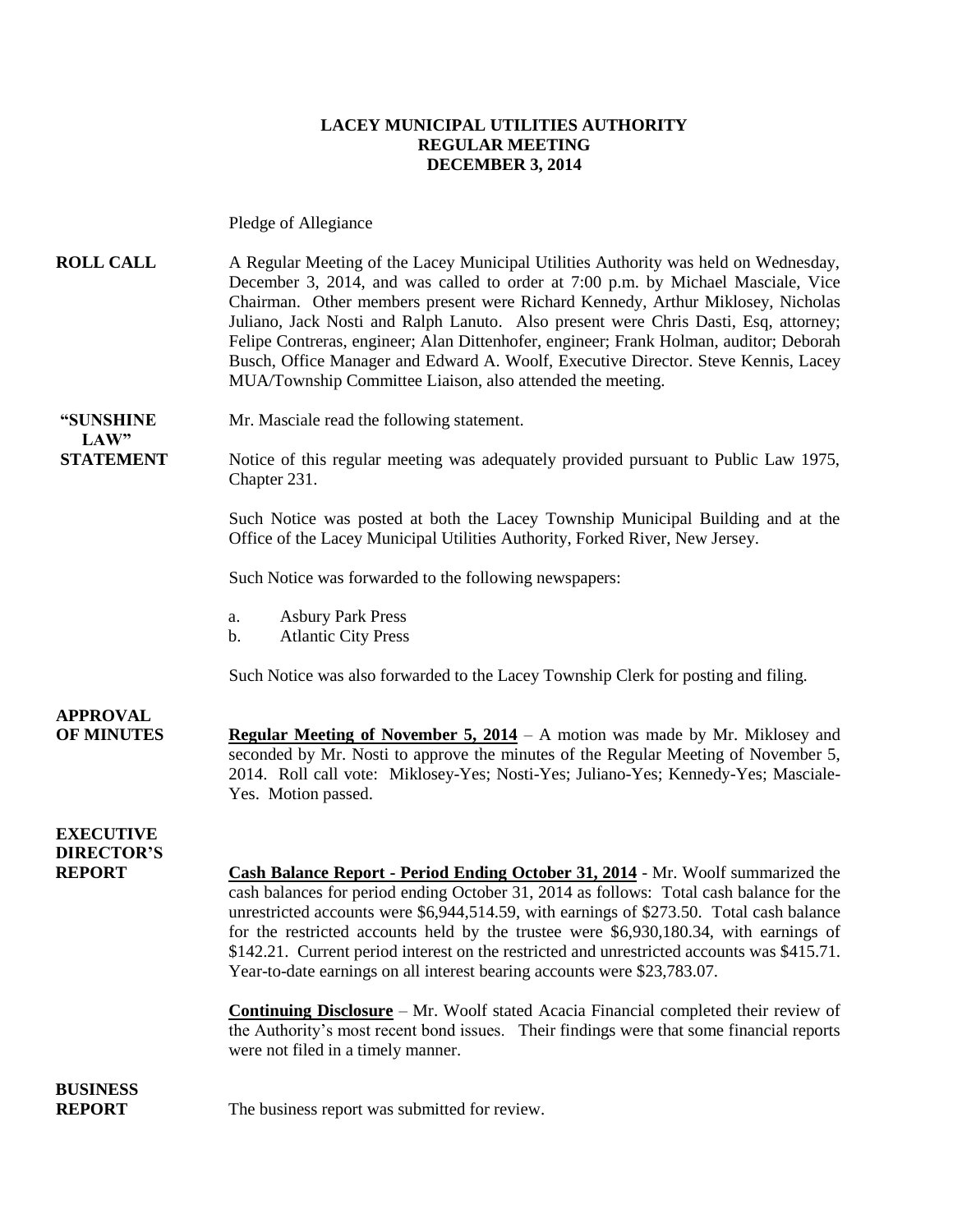# LACEY MUNICIPAL UTILITIES AUTHORITY
## REGULAR MEETING
## DECEMBER 3, 2014

Pledge of Allegiance

**ROLL CALL** A Regular Meeting of the Lacey Municipal Utilities Authority was held on Wednesday, December 3, 2014, and was called to order at 7:00 p.m. by Michael Masciale, Vice Chairman. Other members present were Richard Kennedy, Arthur Miklosey, Nicholas Juliano, Jack Nosti and Ralph Lanuto. Also present were Chris Dasti, Esq, attorney; Felipe Contreras, engineer; Alan Dittenhofer, engineer; Frank Holman, auditor; Deborah Busch, Office Manager and Edward A. Woolf, Executive Director. Steve Kennis, Lacey MUA/Township Committee Liaison, also attended the meeting.

**"SUNSHINE LAW" STATEMENT** Mr. Masciale read the following statement.

Notice of this regular meeting was adequately provided pursuant to Public Law 1975, Chapter 231.

Such Notice was posted at both the Lacey Township Municipal Building and at the Office of the Lacey Municipal Utilities Authority, Forked River, New Jersey.

Such Notice was forwarded to the following newspapers:

a. Asbury Park Press
b. Atlantic City Press

Such Notice was also forwarded to the Lacey Township Clerk for posting and filing.

**APPROVAL OF MINUTES** **Regular Meeting of November 5, 2014** – A motion was made by Mr. Miklosey and seconded by Mr. Nosti to approve the minutes of the Regular Meeting of November 5, 2014. Roll call vote: Miklosey-Yes; Nosti-Yes; Juliano-Yes; Kennedy-Yes; Masciale-Yes. Motion passed.

**EXECUTIVE DIRECTOR'S REPORT** **Cash Balance Report - Period Ending October 31, 2014** - Mr. Woolf summarized the cash balances for period ending October 31, 2014 as follows: Total cash balance for the unrestricted accounts were $6,944,514.59, with earnings of $273.50. Total cash balance for the restricted accounts held by the trustee were $6,930,180.34, with earnings of $142.21. Current period interest on the restricted and unrestricted accounts was $415.71. Year-to-date earnings on all interest bearing accounts were $23,783.07.

**Continuing Disclosure** – Mr. Woolf stated Acacia Financial completed their review of the Authority's most recent bond issues. Their findings were that some financial reports were not filed in a timely manner.

**BUSINESS REPORT** The business report was submitted for review.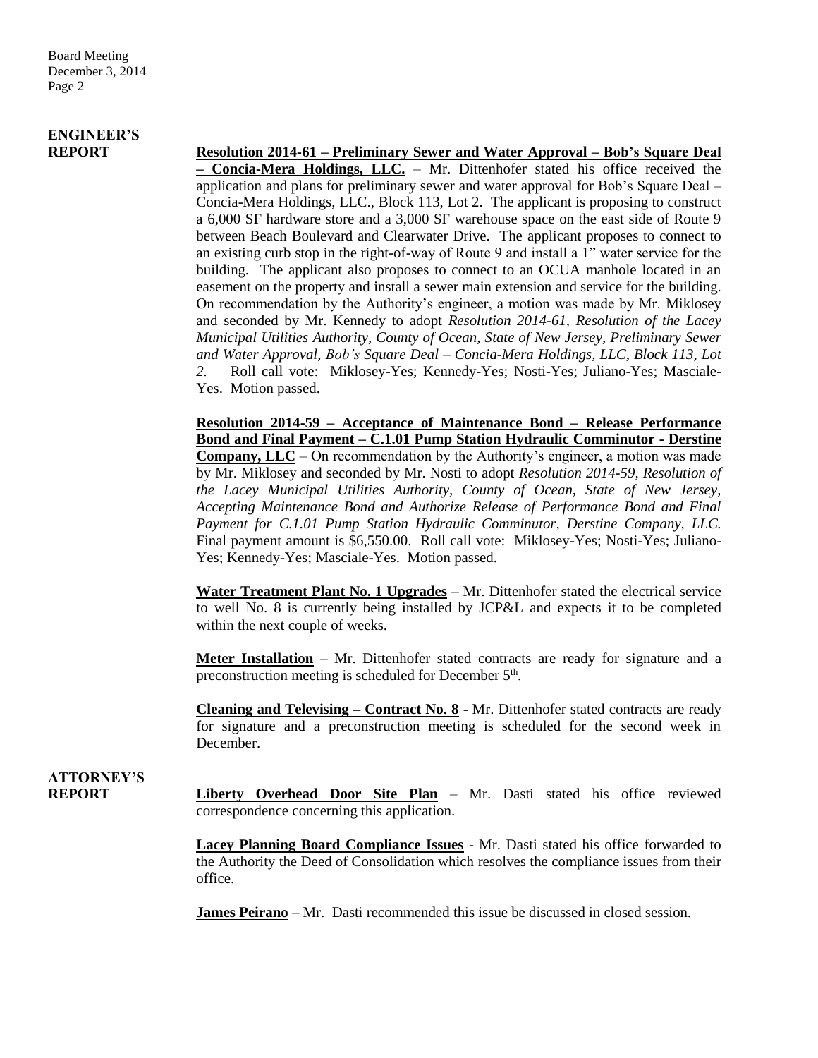## ENGINEER'S REPORT

**Resolution 2014-61 – Preliminary Sewer and Water Approval – Bob's Square Deal – Concia-Mera Holdings, LLC.** – Mr. Dittenhofer stated his office received the application and plans for preliminary sewer and water approval for Bob's Square Deal – Concia-Mera Holdings, LLC., Block 113, Lot 2. The applicant is proposing to construct a 6,000 SF hardware store and a 3,000 SF warehouse space on the east side of Route 9 between Beach Boulevard and Clearwater Drive. The applicant proposes to connect to an existing curb stop in the right-of-way of Route 9 and install a 1" water service for the building. The applicant also proposes to connect to an OCUA manhole located in an easement on the property and install a sewer main extension and service for the building. On recommendation by the Authority's engineer, a motion was made by Mr. Miklosey and seconded by Mr. Kennedy to adopt *Resolution 2014-61, Resolution of the Lacey Municipal Utilities Authority, County of Ocean, State of New Jersey, Preliminary Sewer and Water Approval, Bob's Square Deal – Concia-Mera Holdings, LLC, Block 113, Lot 2.* Roll call vote: Miklosey-Yes; Kennedy-Yes; Nosti-Yes; Juliano-Yes; Masciale-Yes. Motion passed.

**Resolution 2014-59 – Acceptance of Maintenance Bond – Release Performance Bond and Final Payment – C.1.01 Pump Station Hydraulic Comminutor - Derstine Company, LLC** – On recommendation by the Authority's engineer, a motion was made by Mr. Miklosey and seconded by Mr. Nosti to adopt *Resolution 2014-59, Resolution of the Lacey Municipal Utilities Authority, County of Ocean, State of New Jersey, Accepting Maintenance Bond and Authorize Release of Performance Bond and Final Payment for C.1.01 Pump Station Hydraulic Comminutor, Derstine Company, LLC.* Final payment amount is $6,550.00. Roll call vote: Miklosey-Yes; Nosti-Yes; Juliano-Yes; Kennedy-Yes; Masciale-Yes. Motion passed.

**Water Treatment Plant No. 1 Upgrades** – Mr. Dittenhofer stated the electrical service to well No. 8 is currently being installed by JCP&L and expects it to be completed within the next couple of weeks.

**Meter Installation** – Mr. Dittenhofer stated contracts are ready for signature and a preconstruction meeting is scheduled for December 5th.

**Cleaning and Televising – Contract No. 8** - Mr. Dittenhofer stated contracts are ready for signature and a preconstruction meeting is scheduled for the second week in December.

## ATTORNEY'S REPORT

**Liberty Overhead Door Site Plan** – Mr. Dasti stated his office reviewed correspondence concerning this application.

**Lacey Planning Board Compliance Issues** - Mr. Dasti stated his office forwarded to the Authority the Deed of Consolidation which resolves the compliance issues from their office.

**James Peirano** – Mr. Dasti recommended this issue be discussed in closed session.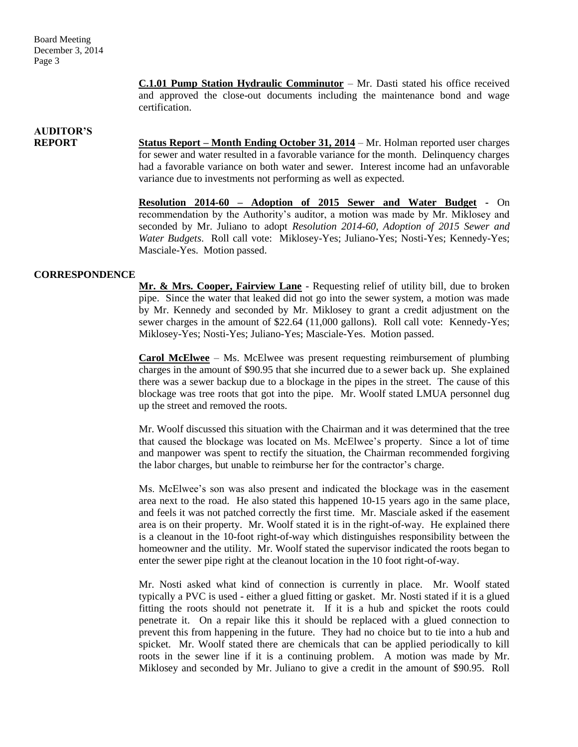**C.1.01 Pump Station Hydraulic Comminutor** – Mr. Dasti stated his office received and approved the close-out documents including the maintenance bond and wage certification.

**AUDITOR'S REPORT**

**Status Report – Month Ending October 31, 2014** – Mr. Holman reported user charges for sewer and water resulted in a favorable variance for the month. Delinquency charges had a favorable variance on both water and sewer. Interest income had an unfavorable variance due to investments not performing as well as expected.

**Resolution 2014-60 – Adoption of 2015 Sewer and Water Budget** - On recommendation by the Authority's auditor, a motion was made by Mr. Miklosey and seconded by Mr. Juliano to adopt *Resolution 2014-60, Adoption of 2015 Sewer and Water Budgets*. Roll call vote: Miklosey-Yes; Juliano-Yes; Nosti-Yes; Kennedy-Yes; Masciale-Yes. Motion passed.

**CORRESPONDENCE**

**Mr. & Mrs. Cooper, Fairview Lane** - Requesting relief of utility bill, due to broken pipe. Since the water that leaked did not go into the sewer system, a motion was made by Mr. Kennedy and seconded by Mr. Miklosey to grant a credit adjustment on the sewer charges in the amount of $22.64 (11,000 gallons). Roll call vote: Kennedy-Yes; Miklosey-Yes; Nosti-Yes; Juliano-Yes; Masciale-Yes. Motion passed.

**Carol McElwee** – Ms. McElwee was present requesting reimbursement of plumbing charges in the amount of $90.95 that she incurred due to a sewer back up. She explained there was a sewer backup due to a blockage in the pipes in the street. The cause of this blockage was tree roots that got into the pipe. Mr. Woolf stated LMUA personnel dug up the street and removed the roots.

Mr. Woolf discussed this situation with the Chairman and it was determined that the tree that caused the blockage was located on Ms. McElwee's property. Since a lot of time and manpower was spent to rectify the situation, the Chairman recommended forgiving the labor charges, but unable to reimburse her for the contractor's charge.

Ms. McElwee's son was also present and indicated the blockage was in the easement area next to the road. He also stated this happened 10-15 years ago in the same place, and feels it was not patched correctly the first time. Mr. Masciale asked if the easement area is on their property. Mr. Woolf stated it is in the right-of-way. He explained there is a cleanout in the 10-foot right-of-way which distinguishes responsibility between the homeowner and the utility. Mr. Woolf stated the supervisor indicated the roots began to enter the sewer pipe right at the cleanout location in the 10 foot right-of-way.

Mr. Nosti asked what kind of connection is currently in place. Mr. Woolf stated typically a PVC is used - either a glued fitting or gasket. Mr. Nosti stated if it is a glued fitting the roots should not penetrate it. If it is a hub and spicket the roots could penetrate it. On a repair like this it should be replaced with a glued connection to prevent this from happening in the future. They had no choice but to tie into a hub and spicket. Mr. Woolf stated there are chemicals that can be applied periodically to kill roots in the sewer line if it is a continuing problem. A motion was made by Mr. Miklosey and seconded by Mr. Juliano to give a credit in the amount of $90.95. Roll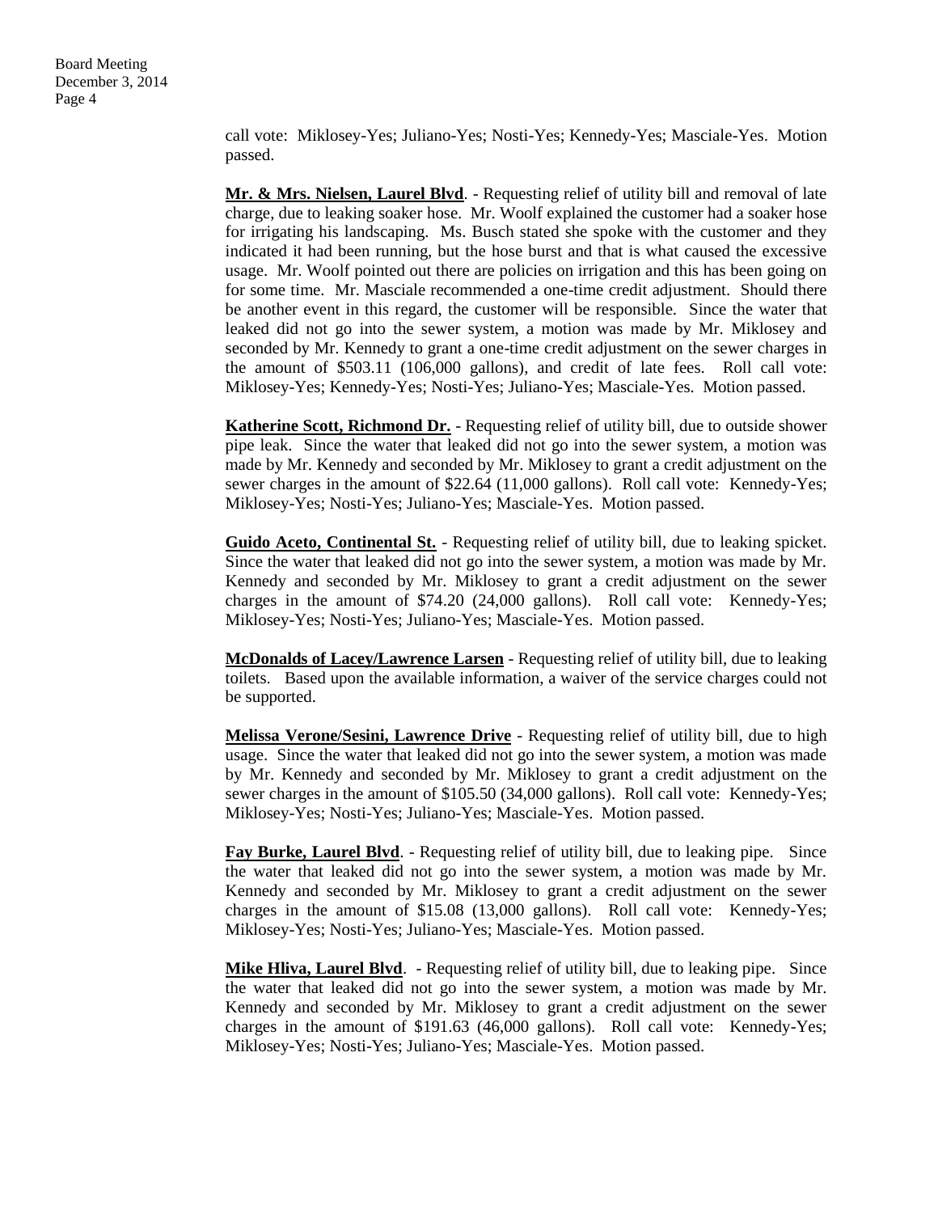call vote: Miklosey-Yes; Juliano-Yes; Nosti-Yes; Kennedy-Yes; Masciale-Yes. Motion passed.

**<u>Mr. & Mrs. Nielsen, Laurel Blvd</u>**. - Requesting relief of utility bill and removal of late charge, due to leaking soaker hose. Mr. Woolf explained the customer had a soaker hose for irrigating his landscaping. Ms. Busch stated she spoke with the customer and they indicated it had been running, but the hose burst and that is what caused the excessive usage. Mr. Woolf pointed out there are policies on irrigation and this has been going on for some time. Mr. Masciale recommended a one-time credit adjustment. Should there be another event in this regard, the customer will be responsible. Since the water that leaked did not go into the sewer system, a motion was made by Mr. Miklosey and seconded by Mr. Kennedy to grant a one-time credit adjustment on the sewer charges in the amount of $503.11 (106,000 gallons), and credit of late fees. Roll call vote: Miklosey-Yes; Kennedy-Yes; Nosti-Yes; Juliano-Yes; Masciale-Yes. Motion passed.

**<u>Katherine Scott, Richmond Dr.</u>** - Requesting relief of utility bill, due to outside shower pipe leak. Since the water that leaked did not go into the sewer system, a motion was made by Mr. Kennedy and seconded by Mr. Miklosey to grant a credit adjustment on the sewer charges in the amount of $22.64 (11,000 gallons). Roll call vote: Kennedy-Yes; Miklosey-Yes; Nosti-Yes; Juliano-Yes; Masciale-Yes. Motion passed.

**<u>Guido Aceto, Continental St.</u>** - Requesting relief of utility bill, due to leaking spicket. Since the water that leaked did not go into the sewer system, a motion was made by Mr. Kennedy and seconded by Mr. Miklosey to grant a credit adjustment on the sewer charges in the amount of $74.20 (24,000 gallons). Roll call vote: Kennedy-Yes; Miklosey-Yes; Nosti-Yes; Juliano-Yes; Masciale-Yes. Motion passed.

**<u>McDonalds of Lacey/Lawrence Larsen</u>** - Requesting relief of utility bill, due to leaking toilets. Based upon the available information, a waiver of the service charges could not be supported.

**<u>Melissa Verone/Sesini, Lawrence Drive</u>** - Requesting relief of utility bill, due to high usage. Since the water that leaked did not go into the sewer system, a motion was made by Mr. Kennedy and seconded by Mr. Miklosey to grant a credit adjustment on the sewer charges in the amount of $105.50 (34,000 gallons). Roll call vote: Kennedy-Yes; Miklosey-Yes; Nosti-Yes; Juliano-Yes; Masciale-Yes. Motion passed.

**<u>Fay Burke, Laurel Blvd</u>**. - Requesting relief of utility bill, due to leaking pipe. Since the water that leaked did not go into the sewer system, a motion was made by Mr. Kennedy and seconded by Mr. Miklosey to grant a credit adjustment on the sewer charges in the amount of $15.08 (13,000 gallons). Roll call vote: Kennedy-Yes; Miklosey-Yes; Nosti-Yes; Juliano-Yes; Masciale-Yes. Motion passed.

**<u>Mike Hliva, Laurel Blvd</u>**. - Requesting relief of utility bill, due to leaking pipe. Since the water that leaked did not go into the sewer system, a motion was made by Mr. Kennedy and seconded by Mr. Miklosey to grant a credit adjustment on the sewer charges in the amount of $191.63 (46,000 gallons). Roll call vote: Kennedy-Yes; Miklosey-Yes; Nosti-Yes; Juliano-Yes; Masciale-Yes. Motion passed.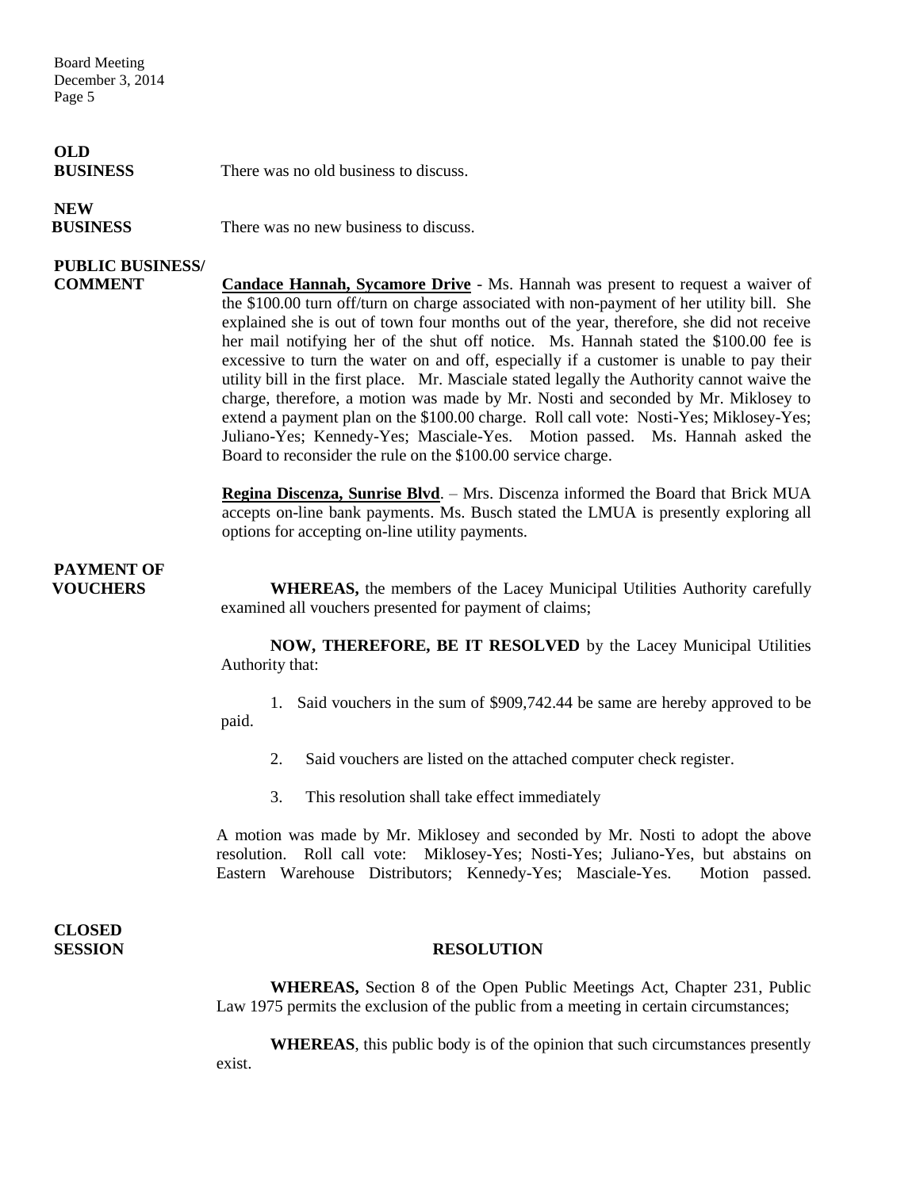**OLD BUSINESS** There was no old business to discuss.

**NEW BUSINESS** There was no new business to discuss.

**PUBLIC BUSINESS/ COMMENT**

**Candace Hannah, Sycamore Drive** - Ms. Hannah was present to request a waiver of the $100.00 turn off/turn on charge associated with non-payment of her utility bill. She explained she is out of town four months out of the year, therefore, she did not receive her mail notifying her of the shut off notice. Ms. Hannah stated the $100.00 fee is excessive to turn the water on and off, especially if a customer is unable to pay their utility bill in the first place. Mr. Masciale stated legally the Authority cannot waive the charge, therefore, a motion was made by Mr. Nosti and seconded by Mr. Miklosey to extend a payment plan on the $100.00 charge. Roll call vote: Nosti-Yes; Miklosey-Yes; Juliano-Yes; Kennedy-Yes; Masciale-Yes. Motion passed. Ms. Hannah asked the Board to reconsider the rule on the $100.00 service charge.

**Regina Discenza, Sunrise Blvd**. – Mrs. Discenza informed the Board that Brick MUA accepts on-line bank payments. Ms. Busch stated the LMUA is presently exploring all options for accepting on-line utility payments.

**PAYMENT OF VOUCHERS**

**WHEREAS,** the members of the Lacey Municipal Utilities Authority carefully examined all vouchers presented for payment of claims;

**NOW, THEREFORE, BE IT RESOLVED** by the Lacey Municipal Utilities Authority that:

1. Said vouchers in the sum of $909,742.44 be same are hereby approved to be paid.
2. Said vouchers are listed on the attached computer check register.
3. This resolution shall take effect immediately

A motion was made by Mr. Miklosey and seconded by Mr. Nosti to adopt the above resolution. Roll call vote: Miklosey-Yes; Nosti-Yes; Juliano-Yes, but abstains on Eastern Warehouse Distributors; Kennedy-Yes; Masciale-Yes. Motion passed.

**CLOSED SESSION**

**RESOLUTION**

**WHEREAS,** Section 8 of the Open Public Meetings Act, Chapter 231, Public Law 1975 permits the exclusion of the public from a meeting in certain circumstances;

**WHEREAS**, this public body is of the opinion that such circumstances presently exist.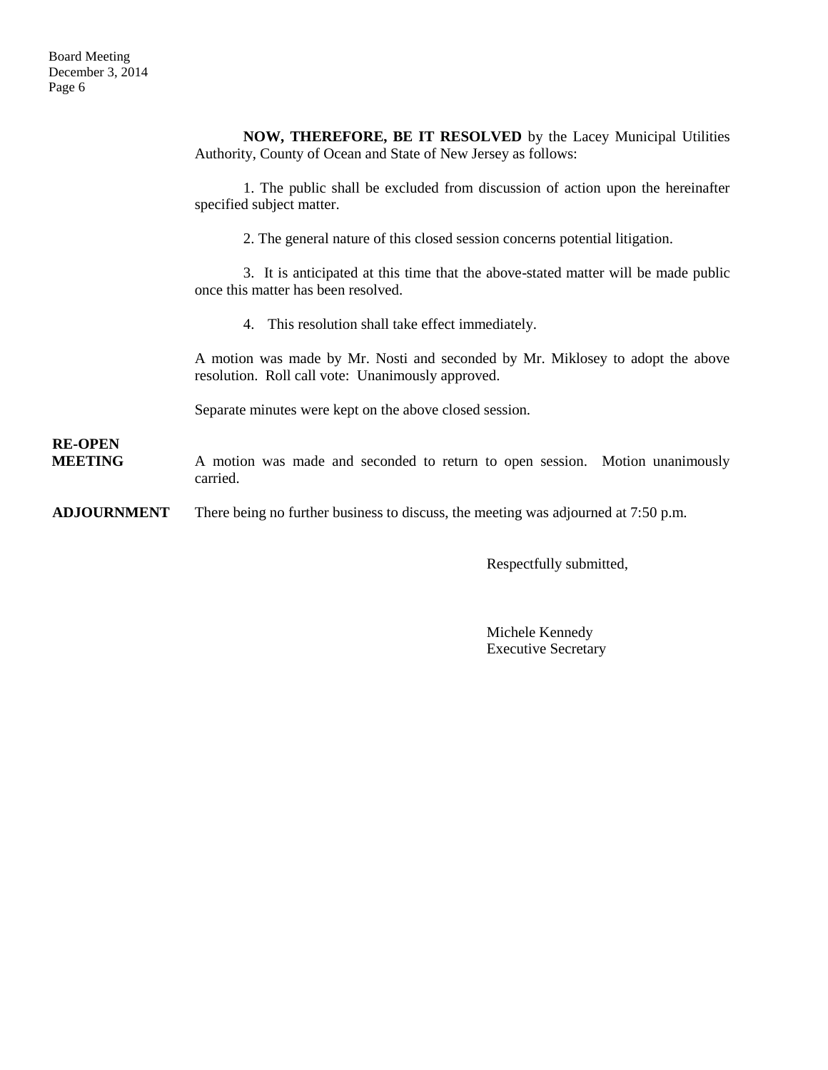**NOW, THEREFORE, BE IT RESOLVED** by the Lacey Municipal Utilities Authority, County of Ocean and State of New Jersey as follows:

1. The public shall be excluded from discussion of action upon the hereinafter specified subject matter.

2. The general nature of this closed session concerns potential litigation.

3. It is anticipated at this time that the above-stated matter will be made public once this matter has been resolved.

4. This resolution shall take effect immediately.

A motion was made by Mr. Nosti and seconded by Mr. Miklosey to adopt the above resolution. Roll call vote: Unanimously approved.

Separate minutes were kept on the above closed session.

**RE-OPEN MEETING** A motion was made and seconded to return to open session. Motion unanimously carried.

**ADJOURNMENT** There being no further business to discuss, the meeting was adjourned at 7:50 p.m.

Respectfully submitted,

Michele Kennedy
Executive Secretary